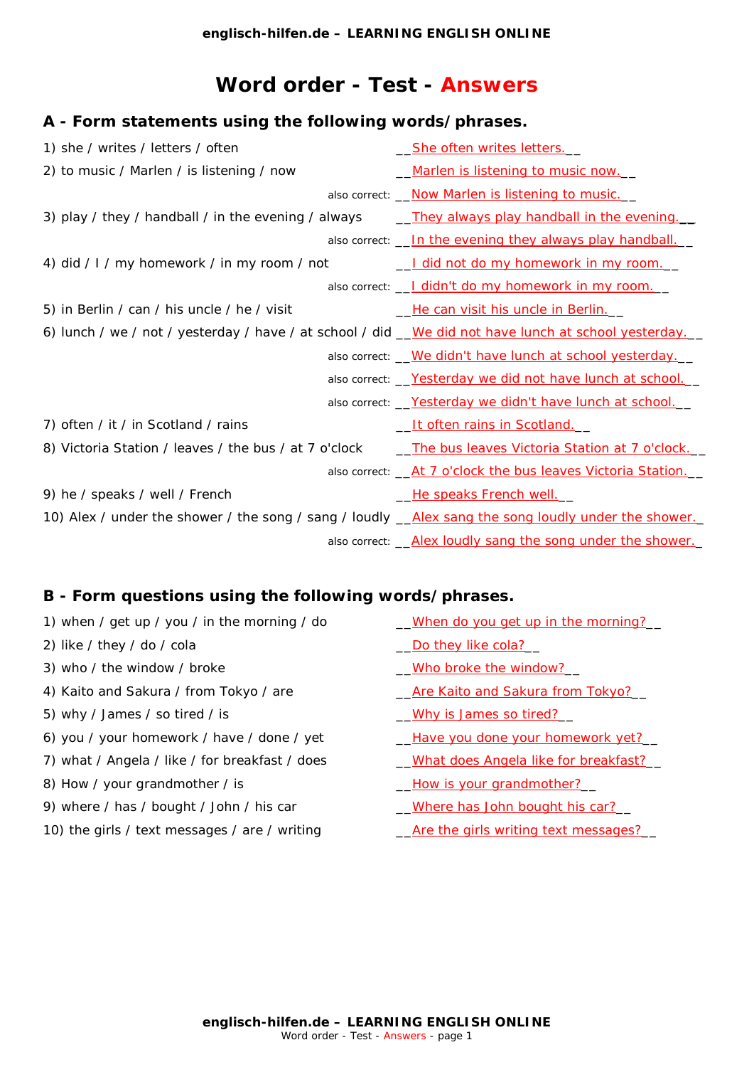# Word order - Test - Answers

## A - Form statements using the following words/phrases.

1) she / writes / letters / often — __She often writes letters.__

2) to music / Marlen / is listening / now — __Marlen is listening to music now.__
   also correct: __Now Marlen is listening to music.__

3) play / they / handball / in the evening / always — __They always play handball in the evening.__
   also correct: __In the evening they always play handball.__

4) did / I / my homework / in my room / not — __I did not do my homework in my room.__
   also correct: __I didn't do my homework in my room.__

5) in Berlin / can / his uncle / he / visit — __He can visit his uncle in Berlin.__

6) lunch / we / not / yesterday / have / at school / did — __We did not have lunch at school yesterday.__
   also correct: __We didn't have lunch at school yesterday.__
   also correct: __Yesterday we did not have lunch at school.__
   also correct: __Yesterday we didn't have lunch at school.__

7) often / it / in Scotland / rains — __It often rains in Scotland.__

8) Victoria Station / leaves / the bus / at 7 o'clock — __The bus leaves Victoria Station at 7 o'clock.__
   also correct: __At 7 o'clock the bus leaves Victoria Station.__

9) he / speaks / well / French — __He speaks French well.__

10) Alex / under the shower / the song / sang / loudly — __Alex sang the song loudly under the shower.__
   also correct: __Alex loudly sang the song under the shower.__

## B - Form questions using the following words/phrases.

1) when / get up / you / in the morning / do — __When do you get up in the morning?__

2) like / they / do / cola — __Do they like cola?__

3) who / the window / broke — __Who broke the window?__

4) Kaito and Sakura / from Tokyo / are — __Are Kaito and Sakura from Tokyo?__

5) why / James / so tired / is — __Why is James so tired?__

6) you / your homework / have / done / yet — __Have you done your homework yet?__

7) what / Angela / like / for breakfast / does — __What does Angela like for breakfast?__

8) How / your grandmother / is — __How is your grandmother?__

9) where / has / bought / John / his car — __Where has John bought his car?__

10) the girls / text messages / are / writing — __Are the girls writing text messages?__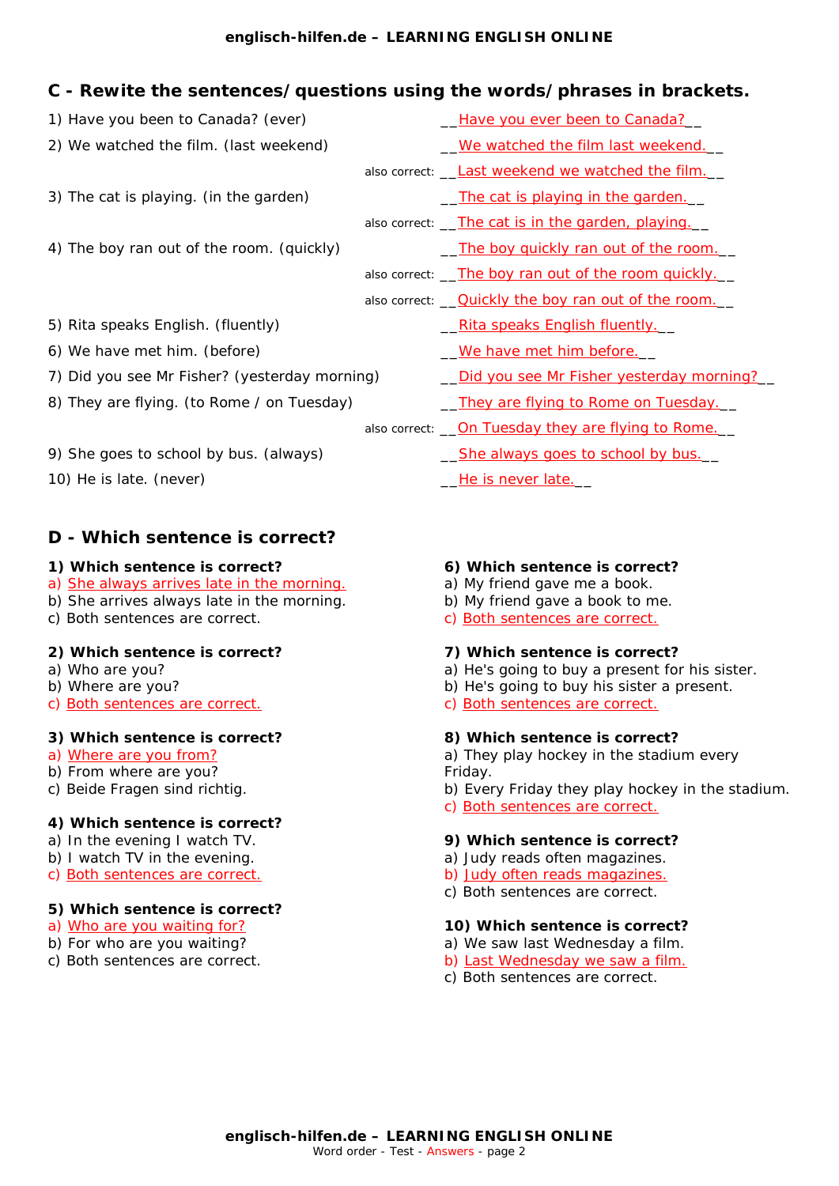## C - Rewite the sentences/questions using the words/phrases in brackets.

1) Have you been to Canada? (ever) — __Have you ever been to Canada?__

2) We watched the film. (last weekend) — __We watched the film last weekend.__

also correct: __Last weekend we watched the film.__

3) The cat is playing. (in the garden) — __The cat is playing in the garden.__

also correct: __The cat is in the garden, playing.__

4) The boy ran out of the room. (quickly) — __The boy quickly ran out of the room.__

also correct: __The boy ran out of the room quickly.__

also correct: __Quickly the boy ran out of the room.__

5) Rita speaks English. (fluently) — __Rita speaks English fluently.__

6) We have met him. (before) — __We have met him before.__

7) Did you see Mr Fisher? (yesterday morning) — __Did you see Mr Fisher yesterday morning?__

8) They are flying. (to Rome / on Tuesday) — __They are flying to Rome on Tuesday.__

also correct: __On Tuesday they are flying to Rome.__

9) She goes to school by bus. (always) — __She always goes to school by bus.__

10) He is late. (never) — __He is never late.__

## D - Which sentence is correct?

**1) Which sentence is correct?**
a) She always arrives late in the morning.
b) She arrives always late in the morning.
c) Both sentences are correct.

**2) Which sentence is correct?**
a) Who are you?
b) Where are you?
c) Both sentences are correct.

**3) Which sentence is correct?**
a) Where are you from?
b) From where are you?
c) Beide Fragen sind richtig.

**4) Which sentence is correct?**
a) In the evening I watch TV.
b) I watch TV in the evening.
c) Both sentences are correct.

**5) Which sentence is correct?**
a) Who are you waiting for?
b) For who are you waiting?
c) Both sentences are correct.

**6) Which sentence is correct?**
a) My friend gave me a book.
b) My friend gave a book to me.
c) Both sentences are correct.

**7) Which sentence is correct?**
a) He's going to buy a present for his sister.
b) He's going to buy his sister a present.
c) Both sentences are correct.

**8) Which sentence is correct?**
a) They play hockey in the stadium every Friday.
b) Every Friday they play hockey in the stadium.
c) Both sentences are correct.

**9) Which sentence is correct?**
a) Judy reads often magazines.
b) Judy often reads magazines.
c) Both sentences are correct.

**10) Which sentence is correct?**
a) We saw last Wednesday a film.
b) Last Wednesday we saw a film.
c) Both sentences are correct.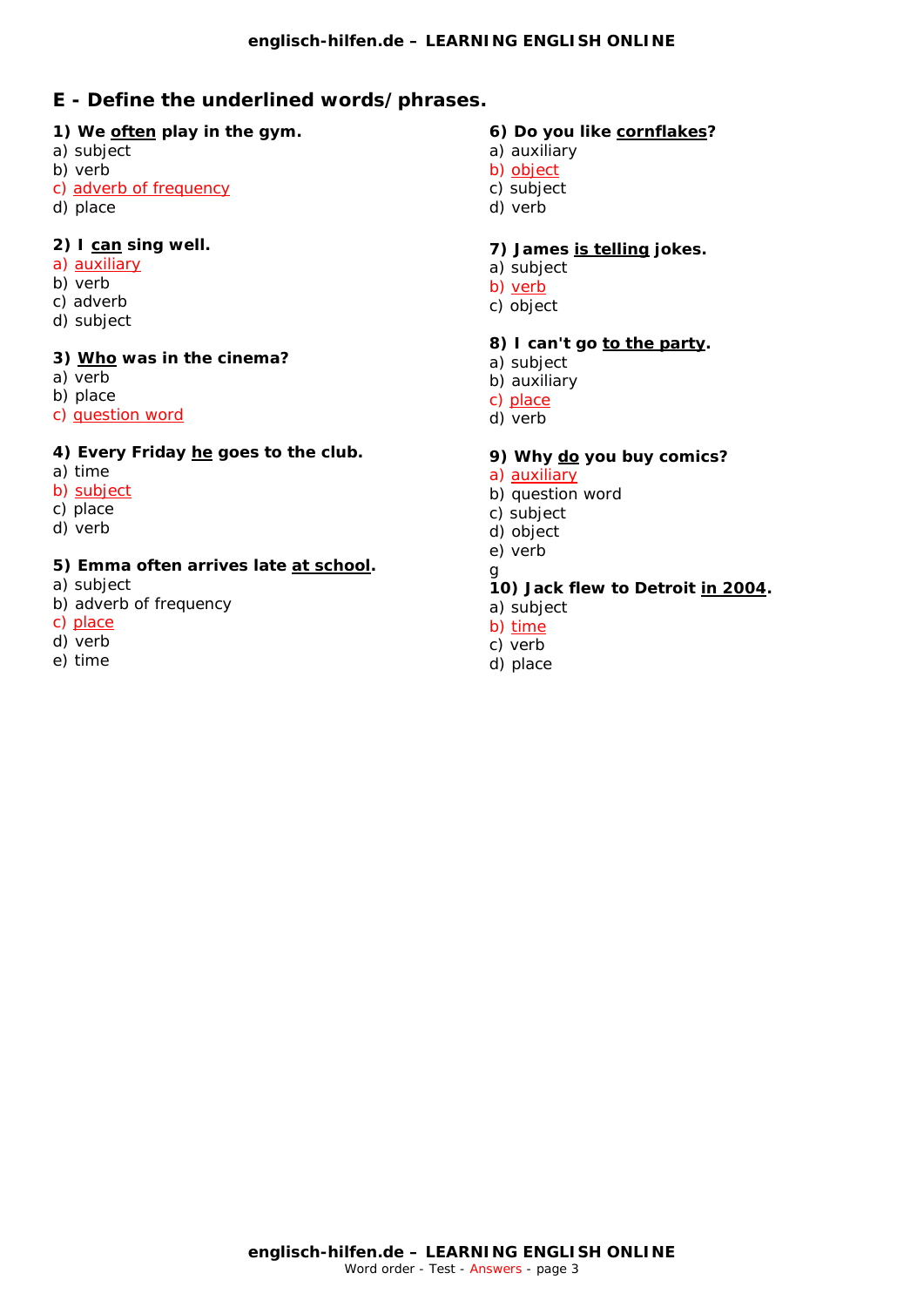## E - Define the underlined words/phrases.

**1) We <u>often</u> play in the gym.**

a) subject
b) verb
c) <u>adverb of frequency</u>
d) place

**2) I <u>can</u> sing well.**

a) <u>auxiliary</u>
b) verb
c) adverb
d) subject

**3) <u>Who</u> was in the cinema?**

a) verb
b) place
c) <u>question word</u>

**4) Every Friday <u>he</u> goes to the club.**

a) time
b) <u>subject</u>
c) place
d) verb

**5) Emma often arrives late <u>at school</u>.**

a) subject
b) adverb of frequency
c) <u>place</u>
d) verb
e) time

**6) Do you like <u>cornflakes</u>?**

a) auxiliary
b) <u>object</u>
c) subject
d) verb

**7) James <u>is telling</u> jokes.**

a) subject
b) <u>verb</u>
c) object

**8) I can't go <u>to the party</u>.**

a) subject
b) auxiliary
c) <u>place</u>
d) verb

**9) Why <u>do</u> you buy comics?**

a) <u>auxiliary</u>
b) question word
c) subject
d) object
e) verb

g

**10) Jack flew to Detroit <u>in 2004</u>.**

a) subject
b) <u>time</u>
c) verb
d) place